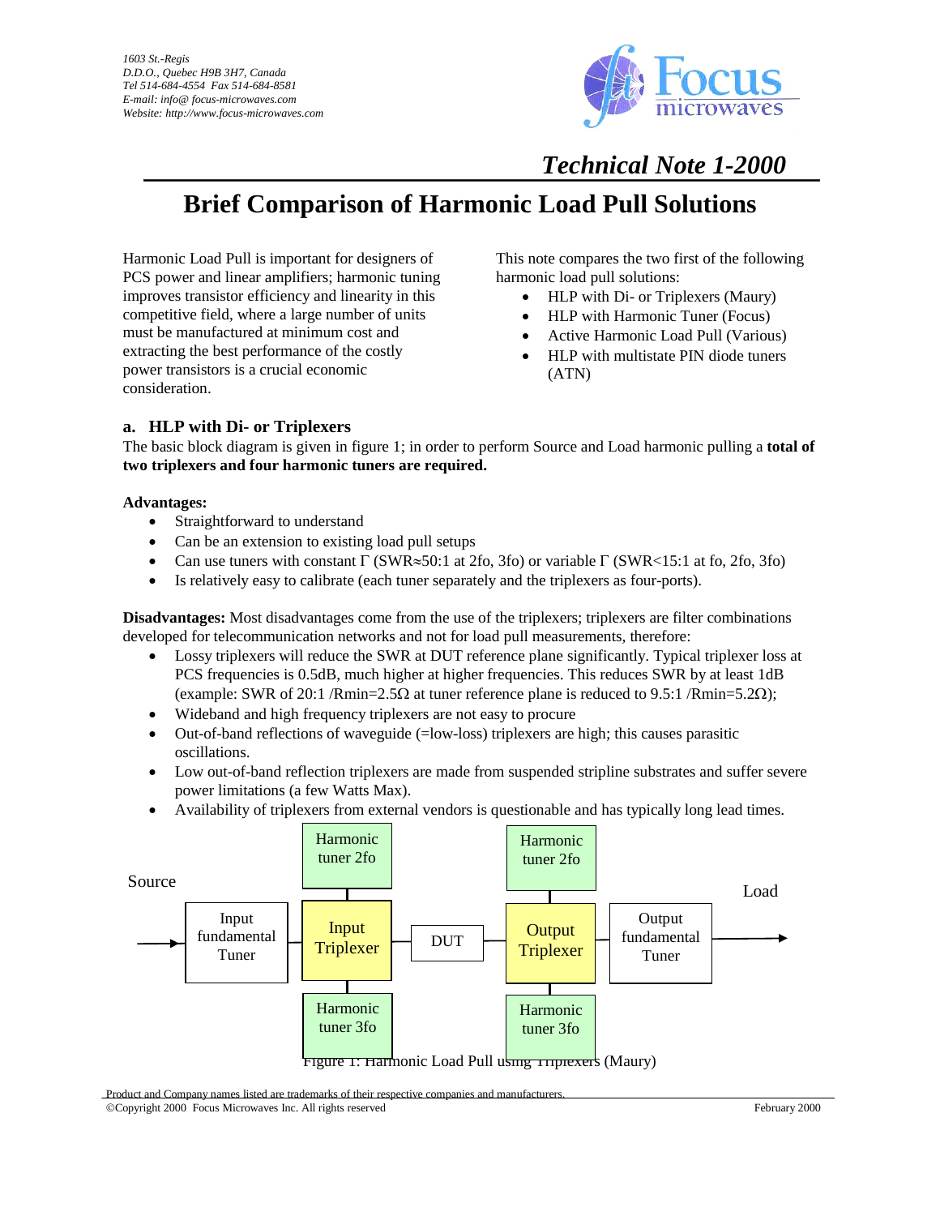1603 St.-Regis
D.D.O., Quebec H9B 3H7, Canada
Tel 514-684-4554 Fax 514-684-8581
E-mail: info@ focus-microwaves.com
Website: http://www.focus-microwaves.com

Focus microwaves

*Technical Note 1-2000*

# Brief Comparison of Harmonic Load Pull Solutions

Harmonic Load Pull is important for designers of PCS power and linear amplifiers; harmonic tuning improves transistor efficiency and linearity in this competitive field, where a large number of units must be manufactured at minimum cost and extracting the best performance of the costly power transistors is a crucial economic consideration.

This note compares the two first of the following harmonic load pull solutions:

- HLP with Di- or Triplexers (Maury)
- HLP with Harmonic Tuner (Focus)
- Active Harmonic Load Pull (Various)
- HLP with multistate PIN diode tuners (ATN)

### a. HLP with Di- or Triplexers

The basic block diagram is given in figure 1; in order to perform Source and Load harmonic pulling a **total of two triplexers and four harmonic tuners are required.**

**Advantages:**

- Straightforward to understand
- Can be an extension to existing load pull setups
- Can use tuners with constant Γ (SWR≈50:1 at 2fo, 3fo) or variable Γ (SWR<15:1 at fo, 2fo, 3fo)
- Is relatively easy to calibrate (each tuner separately and the triplexers as four-ports).

**Disadvantages:** Most disadvantages come from the use of the triplexers; triplexers are filter combinations developed for telecommunication networks and not for load pull measurements, therefore:

- Lossy triplexers will reduce the SWR at DUT reference plane significantly. Typical triplexer loss at PCS frequencies is 0.5dB, much higher at higher frequencies. This reduces SWR by at least 1dB (example: SWR of 20:1 /Rmin=2.5Ω at tuner reference plane is reduced to 9.5:1 /Rmin=5.2Ω);
- Wideband and high frequency triplexers are not easy to procure
- Out-of-band reflections of waveguide (=low-loss) triplexers are high; this causes parasitic oscillations.
- Low out-of-band reflection triplexers are made from suspended stripline substrates and suffer severe power limitations (a few Watts Max).
- Availability of triplexers from external vendors is questionable and has typically long lead times.

Source → Input fundamental Tuner → Input Triplexer (Harmonic tuner 2fo, Harmonic tuner 3fo) → DUT → Output Triplexer (Harmonic tuner 2fo, Harmonic tuner 3fo) → Output fundamental Tuner → Load

Figure 1: Harmonic Load Pull using Triplexers (Maury)

Product and Company names listed are trademarks of their respective companies and manufacturers.
©Copyright 2000 Focus Microwaves Inc. All rights reserved February 2000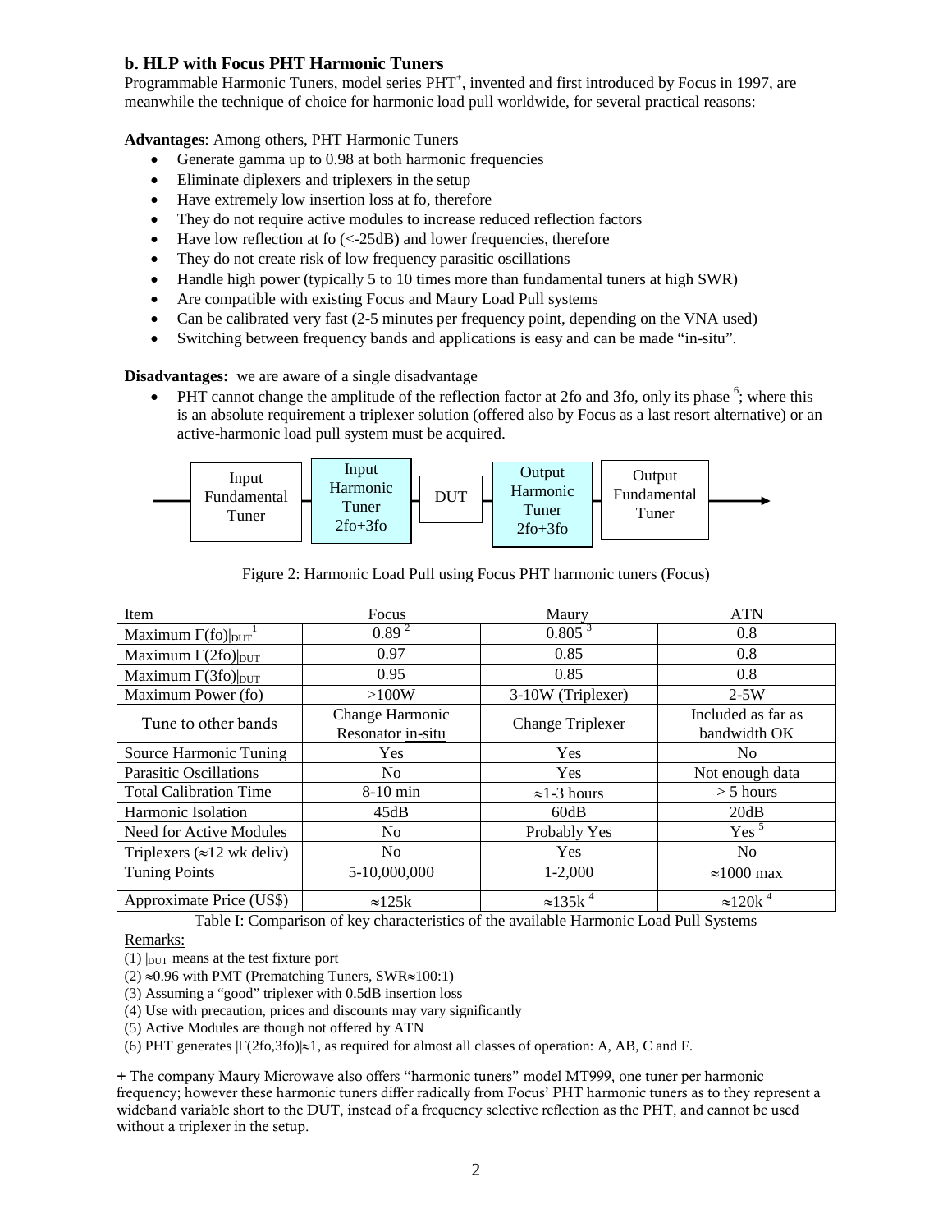### b. HLP with Focus PHT Harmonic Tuners

Programmable Harmonic Tuners, model series PHT[+], invented and first introduced by Focus in 1997, are meanwhile the technique of choice for harmonic load pull worldwide, for several practical reasons:

**Advantages**: Among others, PHT Harmonic Tuners

- Generate gamma up to 0.98 at both harmonic frequencies
- Eliminate diplexers and triplexers in the setup
- Have extremely low insertion loss at fo, therefore
- They do not require active modules to increase reduced reflection factors
- Have low reflection at fo (<-25dB) and lower frequencies, therefore
- They do not create risk of low frequency parasitic oscillations
- Handle high power (typically 5 to 10 times more than fundamental tuners at high SWR)
- Are compatible with existing Focus and Maury Load Pull systems
- Can be calibrated very fast (2-5 minutes per frequency point, depending on the VNA used)
- Switching between frequency bands and applications is easy and can be made "in-situ".

**Disadvantages:** we are aware of a single disadvantage

- PHT cannot change the amplitude of the reflection factor at 2fo and 3fo, only its phase [6]; where this is an absolute requirement a triplexer solution (offered also by Focus as a last resort alternative) or an active-harmonic load pull system must be acquired.

Input Fundamental Tuner → Input Harmonic Tuner 2fo+3fo → DUT → Output Harmonic Tuner 2fo+3fo → Output Fundamental Tuner

Figure 2: Harmonic Load Pull using Focus PHT harmonic tuners (Focus)

| Item | Focus | Maury | ATN |
|---|---|---|---|
| Maximum $\Gamma(fo)\|_{DUT}$ [1] | 0.89 [2] | 0.805 [3] | 0.8 |
| Maximum $\Gamma(2fo)\|_{DUT}$ | 0.97 | 0.85 | 0.8 |
| Maximum $\Gamma(3fo)\|_{DUT}$ | 0.95 | 0.85 | 0.8 |
| Maximum Power (fo) | >100W | 3-10W (Triplexer) | 2-5W |
| Tune to other bands | Change Harmonic Resonator in-situ | Change Triplexer | Included as far as bandwidth OK |
| Source Harmonic Tuning | Yes | Yes | No |
| Parasitic Oscillations | No | Yes | Not enough data |
| Total Calibration Time | 8-10 min | ≈1-3 hours | > 5 hours |
| Harmonic Isolation | 45dB | 60dB | 20dB |
| Need for Active Modules | No | Probably Yes | Yes [5] |
| Triplexers (≈12 wk deliv) | No | Yes | No |
| Tuning Points | 5-10,000,000 | 1-2,000 | ≈1000 max |
| Approximate Price (US$) | ≈125k | ≈135k [4] | ≈120k [4] |

Table I: Comparison of key characteristics of the available Harmonic Load Pull Systems

Remarks:

(1) $|_{DUT}$ means at the test fixture port

(2) ≈0.96 with PMT (Prematching Tuners, SWR≈100:1)

(3) Assuming a "good" triplexer with 0.5dB insertion loss

(4) Use with precaution, prices and discounts may vary significantly

(5) Active Modules are though not offered by ATN

(6) PHT generates $|\Gamma(2fo,3fo)| \approx 1$, as required for almost all classes of operation: A, AB, C and F.

\+ The company Maury Microwave also offers "harmonic tuners" model MT999, one tuner per harmonic frequency; however these harmonic tuners differ radically from Focus' PHT harmonic tuners as to they represent a wideband variable short to the DUT, instead of a frequency selective reflection as the PHT, and cannot be used without a triplexer in the setup.